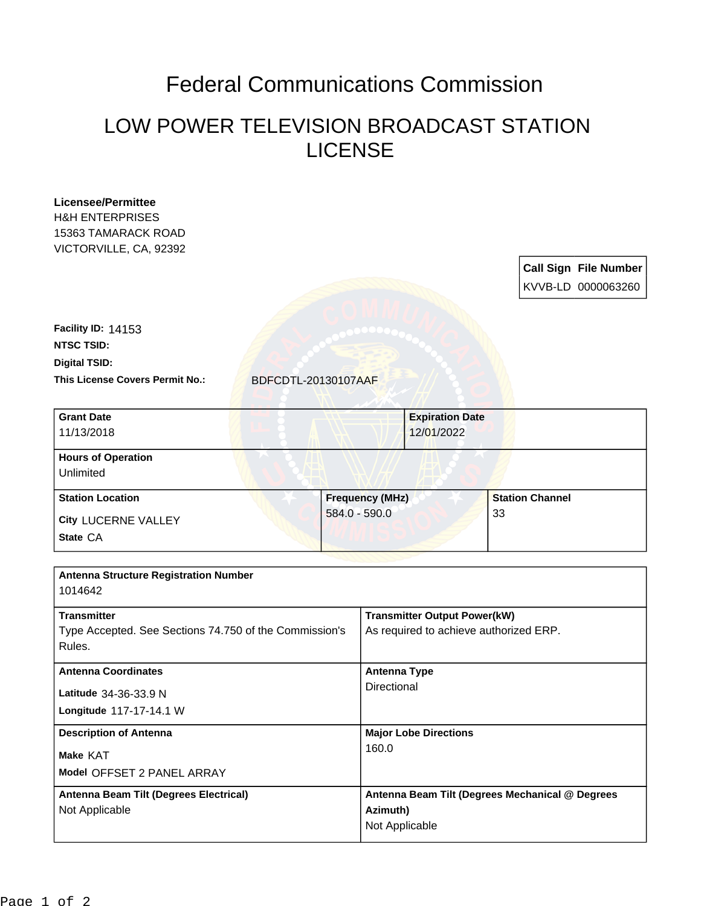# Federal Communications Commission

## LOW POWER TELEVISION BROADCAST STATION LICENSE

**Licensee/Permittee**
H&H ENTERPRISES
15363 TAMARACK ROAD
VICTORVILLE, CA, 92392

| Call Sign | File Number |
|---|---|
| KVVB-LD | 0000063260 |

**Facility ID:** 14153
**NTSC TSID:**
**Digital TSID:**
**This License Covers Permit No.:** BDFCDTL-20130107AAF

| Grant Date | Expiration Date |
|---|---|
| 11/13/2018 | 12/01/2022 |

| Hours of Operation |
|---|
| Unlimited |

| Station Location | Frequency (MHz) | Station Channel |
|---|---|---|
| City LUCERNE VALLEY<br>State CA | 584.0 - 590.0 | 33 |

| Antenna Structure Registration Number | |
|---|---|
| 1014642 | |
| **Transmitter** | **Transmitter Output Power(kW)** |
| Type Accepted. See Sections 74.750 of the Commission's Rules. | As required to achieve authorized ERP. |
| **Antenna Coordinates** | **Antenna Type** |
| Latitude 34-36-33.9 N<br>Longitude 117-17-14.1 W | Directional |
| **Description of Antenna** | **Major Lobe Directions** |
| Make KAT<br>Model OFFSET 2 PANEL ARRAY | 160.0 |
| **Antenna Beam Tilt (Degrees Electrical)** | **Antenna Beam Tilt (Degrees Mechanical @ Degrees Azimuth)** |
| Not Applicable | Not Applicable |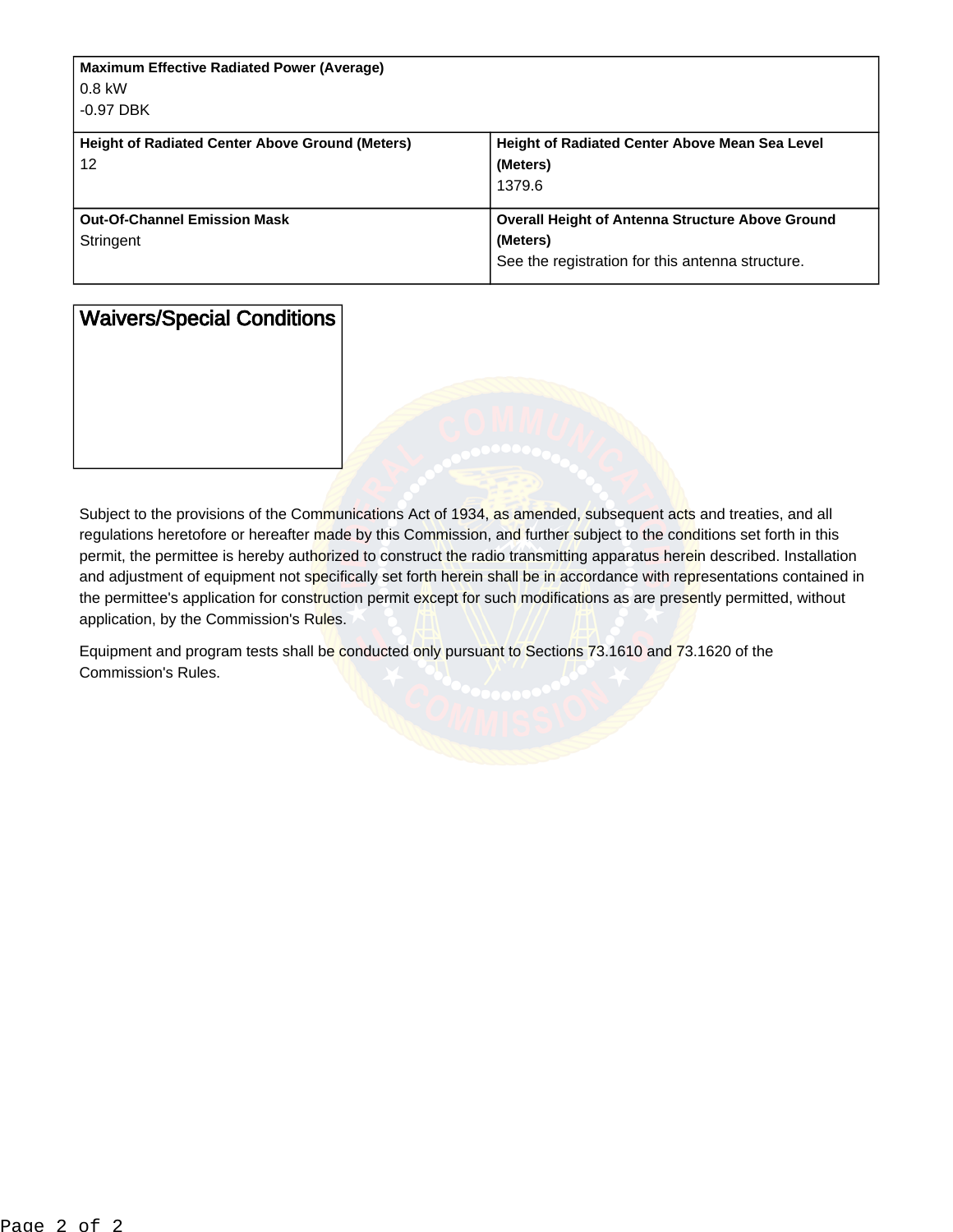| Maximum Effective Radiated Power (Average) | |
|---|---|
| 0.8 kW<br>-0.97 DBK | |
| **Height of Radiated Center Above Ground (Meters)**<br>12 | **Height of Radiated Center Above Mean Sea Level (Meters)**<br>1379.6 |
| **Out-Of-Channel Emission Mask**<br>Stringent | **Overall Height of Antenna Structure Above Ground (Meters)**<br>See the registration for this antenna structure. |

## Waivers/Special Conditions

Subject to the provisions of the Communications Act of 1934, as amended, subsequent acts and treaties, and all regulations heretofore or hereafter made by this Commission, and further subject to the conditions set forth in this permit, the permittee is hereby authorized to construct the radio transmitting apparatus herein described. Installation and adjustment of equipment not specifically set forth herein shall be in accordance with representations contained in the permittee's application for construction permit except for such modifications as are presently permitted, without application, by the Commission's Rules.

Equipment and program tests shall be conducted only pursuant to Sections 73.1610 and 73.1620 of the Commission's Rules.